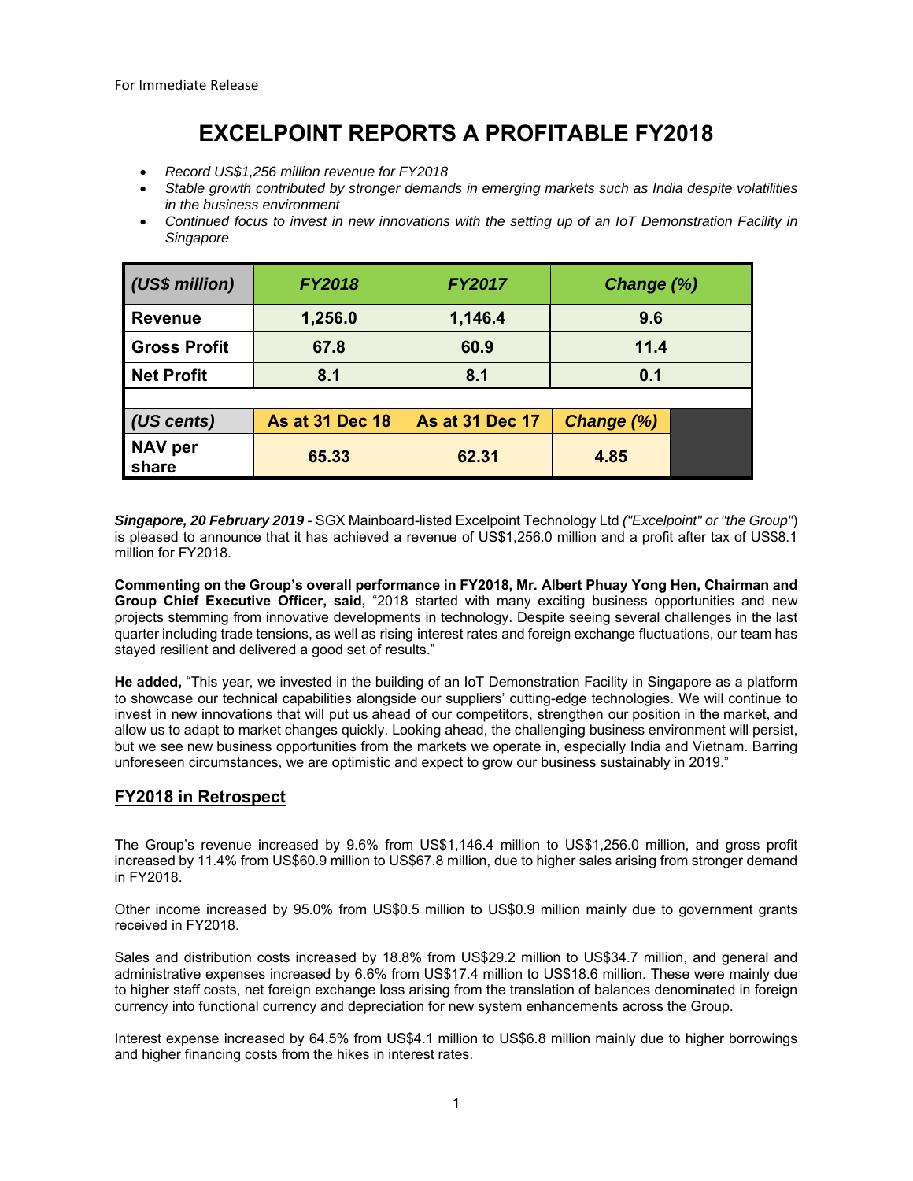For Immediate Release

# EXCELPOINT REPORTS A PROFITABLE FY2018

- *Record US$1,256 million revenue for FY2018*
- *Stable growth contributed by stronger demands in emerging markets such as India despite volatilities in the business environment*
- *Continued focus to invest in new innovations with the setting up of an IoT Demonstration Facility in Singapore*

| *(US$ million)* | *FY2018* | *FY2017* | *Change (%)* |
|---|---|---|---|
| **Revenue** | **1,256.0** | **1,146.4** | **9.6** |
| **Gross Profit** | **67.8** | **60.9** | **11.4** |
| **Net Profit** | **8.1** | **8.1** | **0.1** |
| | | | |
| *(US cents)* | **As at 31 Dec 18** | **As at 31 Dec 17** | *Change (%)* |
| **NAV per share** | **65.33** | **62.31** | **4.85** |

***Singapore, 20 February 2019*** - SGX Mainboard-listed Excelpoint Technology Ltd *("Excelpoint" or "the Group"*) is pleased to announce that it has achieved a revenue of US$1,256.0 million and a profit after tax of US$8.1 million for FY2018.

**Commenting on the Group's overall performance in FY2018, Mr. Albert Phuay Yong Hen, Chairman and Group Chief Executive Officer, said,** "2018 started with many exciting business opportunities and new projects stemming from innovative developments in technology. Despite seeing several challenges in the last quarter including trade tensions, as well as rising interest rates and foreign exchange fluctuations, our team has stayed resilient and delivered a good set of results."

**He added,** "This year, we invested in the building of an IoT Demonstration Facility in Singapore as a platform to showcase our technical capabilities alongside our suppliers' cutting-edge technologies. We will continue to invest in new innovations that will put us ahead of our competitors, strengthen our position in the market, and allow us to adapt to market changes quickly. Looking ahead, the challenging business environment will persist, but we see new business opportunities from the markets we operate in, especially India and Vietnam. Barring unforeseen circumstances, we are optimistic and expect to grow our business sustainably in 2019."

## FY2018 in Retrospect

The Group's revenue increased by 9.6% from US$1,146.4 million to US$1,256.0 million, and gross profit increased by 11.4% from US$60.9 million to US$67.8 million, due to higher sales arising from stronger demand in FY2018.

Other income increased by 95.0% from US$0.5 million to US$0.9 million mainly due to government grants received in FY2018.

Sales and distribution costs increased by 18.8% from US$29.2 million to US$34.7 million, and general and administrative expenses increased by 6.6% from US$17.4 million to US$18.6 million. These were mainly due to higher staff costs, net foreign exchange loss arising from the translation of balances denominated in foreign currency into functional currency and depreciation for new system enhancements across the Group.

Interest expense increased by 64.5% from US$4.1 million to US$6.8 million mainly due to higher borrowings and higher financing costs from the hikes in interest rates.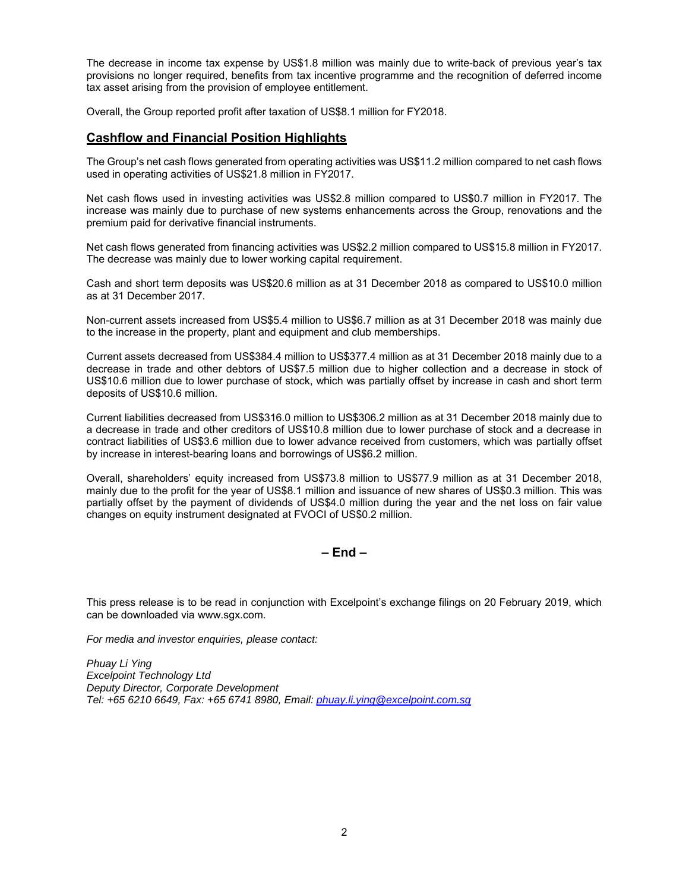The decrease in income tax expense by US$1.8 million was mainly due to write-back of previous year's tax provisions no longer required, benefits from tax incentive programme and the recognition of deferred income tax asset arising from the provision of employee entitlement.

Overall, the Group reported profit after taxation of US$8.1 million for FY2018.

## Cashflow and Financial Position Highlights

The Group's net cash flows generated from operating activities was US$11.2 million compared to net cash flows used in operating activities of US$21.8 million in FY2017.

Net cash flows used in investing activities was US$2.8 million compared to US$0.7 million in FY2017. The increase was mainly due to purchase of new systems enhancements across the Group, renovations and the premium paid for derivative financial instruments.

Net cash flows generated from financing activities was US$2.2 million compared to US$15.8 million in FY2017. The decrease was mainly due to lower working capital requirement.

Cash and short term deposits was US$20.6 million as at 31 December 2018 as compared to US$10.0 million as at 31 December 2017.

Non-current assets increased from US$5.4 million to US$6.7 million as at 31 December 2018 was mainly due to the increase in the property, plant and equipment and club memberships.

Current assets decreased from US$384.4 million to US$377.4 million as at 31 December 2018 mainly due to a decrease in trade and other debtors of US$7.5 million due to higher collection and a decrease in stock of US$10.6 million due to lower purchase of stock, which was partially offset by increase in cash and short term deposits of US$10.6 million.

Current liabilities decreased from US$316.0 million to US$306.2 million as at 31 December 2018 mainly due to a decrease in trade and other creditors of US$10.8 million due to lower purchase of stock and a decrease in contract liabilities of US$3.6 million due to lower advance received from customers, which was partially offset by increase in interest-bearing loans and borrowings of US$6.2 million.

Overall, shareholders' equity increased from US$73.8 million to US$77.9 million as at 31 December 2018, mainly due to the profit for the year of US$8.1 million and issuance of new shares of US$0.3 million. This was partially offset by the payment of dividends of US$4.0 million during the year and the net loss on fair value changes on equity instrument designated at FVOCI of US$0.2 million.

**– End –**

This press release is to be read in conjunction with Excelpoint's exchange filings on 20 February 2019, which can be downloaded via www.sgx.com.

*For media and investor enquiries, please contact:*

*Phuay Li Ying*
*Excelpoint Technology Ltd*
*Deputy Director, Corporate Development*
*Tel: +65 6210 6649, Fax: +65 6741 8980, Email: phuay.li.ying@excelpoint.com.sg*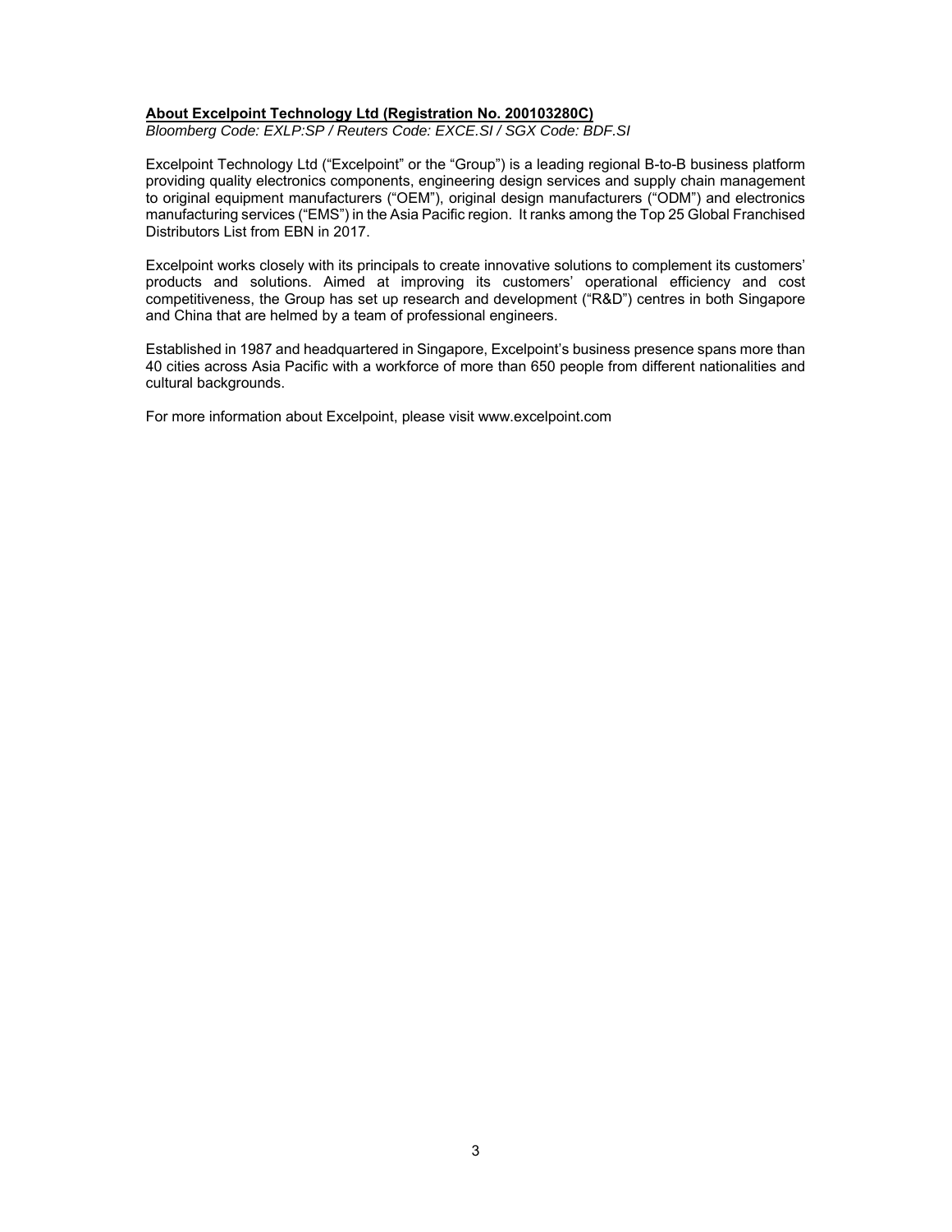**About Excelpoint Technology Ltd (Registration No. 200103280C)**

*Bloomberg Code: EXLP:SP / Reuters Code: EXCE.SI / SGX Code: BDF.SI*

Excelpoint Technology Ltd ("Excelpoint" or the "Group") is a leading regional B-to-B business platform providing quality electronics components, engineering design services and supply chain management to original equipment manufacturers ("OEM"), original design manufacturers ("ODM") and electronics manufacturing services ("EMS") in the Asia Pacific region. It ranks among the Top 25 Global Franchised Distributors List from EBN in 2017.

Excelpoint works closely with its principals to create innovative solutions to complement its customers' products and solutions. Aimed at improving its customers' operational efficiency and cost competitiveness, the Group has set up research and development ("R&D") centres in both Singapore and China that are helmed by a team of professional engineers.

Established in 1987 and headquartered in Singapore, Excelpoint's business presence spans more than 40 cities across Asia Pacific with a workforce of more than 650 people from different nationalities and cultural backgrounds.

For more information about Excelpoint, please visit www.excelpoint.com